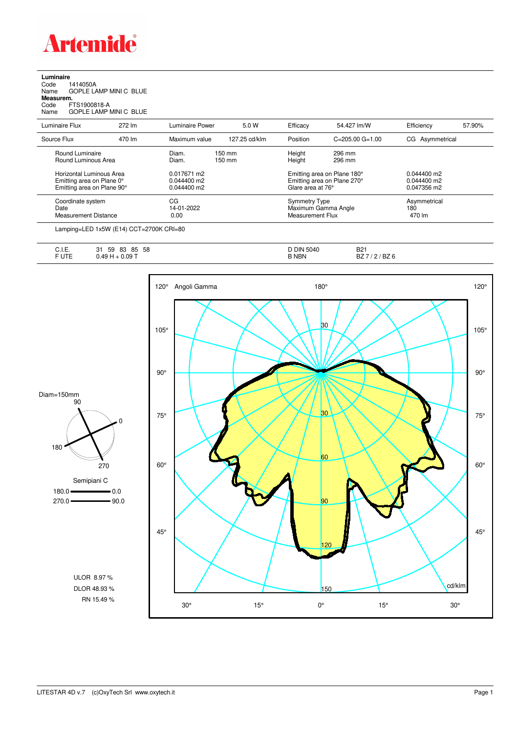# Artemide

**Luminaire**

Code 1414050A

Name GOPLE LAMP MINI C BLUE

**Measurem.**

Code FTS1900818-A

Name GOPLE LAMP MINI C BLUE

| Luminaire Flux | 272 lm | Luminaire Power | 5.0 W | Efficacy | 54.427 lm/W | Efficiency | 57.90% |
|---|---|---|---|---|---|---|---|
| Source Flux | 470 lm | Maximum value | 127.25 cd/klm | Position | C=205.00 G=1.00 | CG | Asymmetrical |

| | | | | |
|---|---|---|---|---|
| Round Luminaire | Diam. 150 mm | Height 296 mm | | |
| Round Luminous Area | Diam. 150 mm | Height 296 mm | | |
| Horizontal Luminous Area | 0.017671 m2 | Emitting area on Plane 180° | 0.044400 m2 | |
| Emitting area on Plane 0° | 0.044400 m2 | Emitting area on Plane 270° | 0.044400 m2 | |
| Emitting area on Plane 90° | 0.044400 m2 | Glare area at 76° | 0.047356 m2 | |

| | | | |
|---|---|---|---|
| Coordinate system | CG | Symmetry Type | Asymmetrical |
| Date | 14-01-2022 | Maximum Gamma Angle | 180 |
| Measurement Distance | 0.00 | Measurement Flux | 470 lm |

Lamping=LED 1x5W (E14) CCT=2700K CRI=80

| | | | |
|---|---|---|---|
| C.I.E. | 31 59 83 85 58 | D DIN 5040 | B21 |
| F UTE | 0.49 H + 0.09 T | B NBN | BZ 7 / 2 / BZ 6 |

Diam=150mm

Semipiani C

180.0 — 0.0

270.0 — 90.0

ULOR 8.97 %

DLOR 48.93 %

RN 15.49 %

Angoli Gamma — cd/klm

LITESTAR 4D v.7 (c)OxyTech Srl www.oxytech.it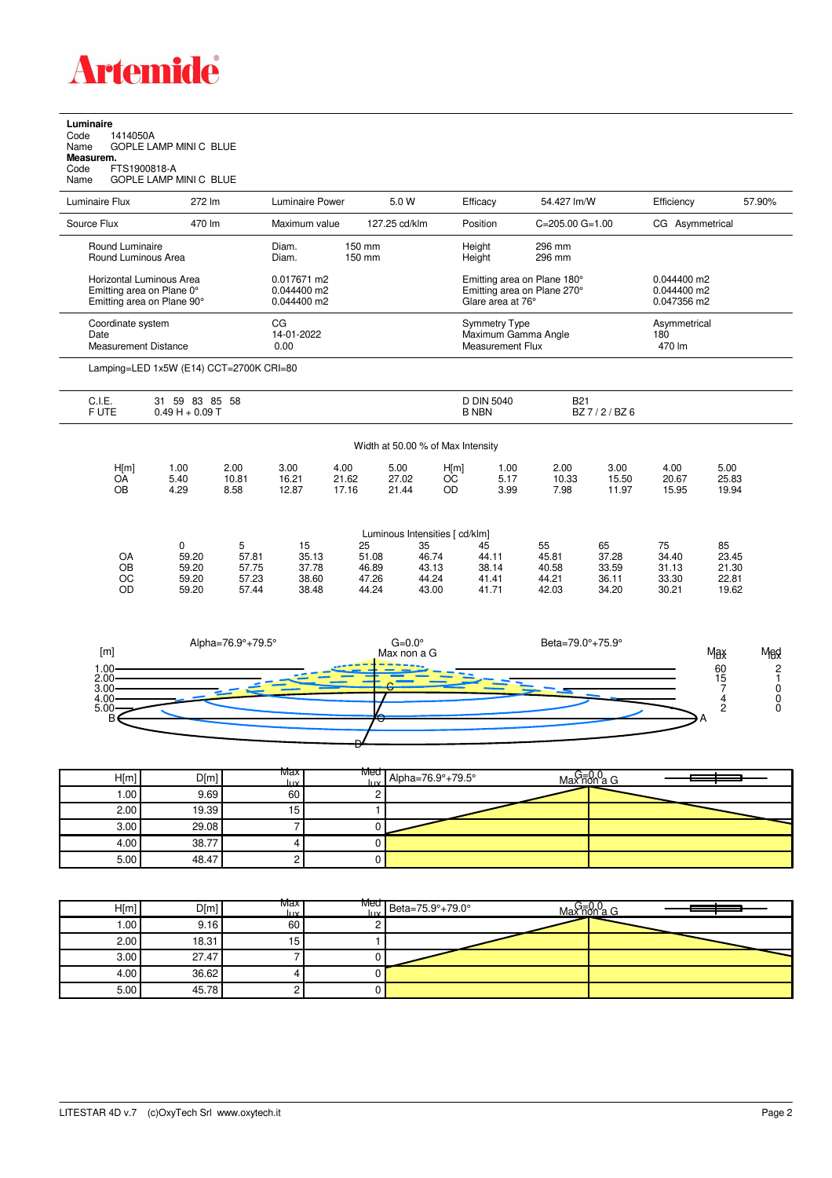**Luminaire**

Code 1414050A

Name GOPLE LAMP MINI C BLUE

**Measurem.**

Code FTS1900818-A

Name GOPLE LAMP MINI C BLUE

| | | | | | | | |
|---|---|---|---|---|---|---|---|
| Luminaire Flux | 272 lm | Luminaire Power | 5.0 W | Efficacy | 54.427 lm/W | Efficiency | 57.90% |
| Source Flux | 470 lm | Maximum value | 127.25 cd/klm | Position | C=205.00 G=1.00 | CG | Asymmetrical |

| | | | |
|---|---|---|---|
| Round Luminaire | Diam. 150 mm | Height | 296 mm |
| Round Luminous Area | Diam. 150 mm | Height | 296 mm |
| Horizontal Luminous Area | 0.017671 m2 | Emitting area on Plane 180° | 0.044400 m2 |
| Emitting area on Plane 0° | 0.044400 m2 | Emitting area on Plane 270° | 0.044400 m2 |
| Emitting area on Plane 90° | 0.044400 m2 | Glare area at 76° | 0.047356 m2 |

| | | | |
|---|---|---|---|
| Coordinate system | CG | Symmetry Type | Asymmetrical |
| Date | 14-01-2022 | Maximum Gamma Angle | 180 |
| Measurement Distance | 0.00 | Measurement Flux | 470 lm |

Lamping=LED 1x5W (E14) CCT=2700K CRI=80

| | | | |
|---|---|---|---|
| C.I.E. | 31 59 83 85 58 | D DIN 5040 | B21 |
| F UTE | 0.49 H + 0.09 T | B NBN | BZ 7 / 2 / BZ 6 |

Width at 50.00 % of Max Intensity

| H[m] | 1.00 | 2.00 | 3.00 | 4.00 | 5.00 | H[m] | 1.00 | 2.00 | 3.00 | 4.00 | 5.00 |
|---|---|---|---|---|---|---|---|---|---|---|---|
| OA | 5.40 | 10.81 | 16.21 | 21.62 | 27.02 | OC | 5.17 | 10.33 | 15.50 | 20.67 | 25.83 |
| OB | 4.29 | 8.58 | 12.87 | 17.16 | 21.44 | OD | 3.99 | 7.98 | 11.97 | 15.95 | 19.94 |

Luminous Intensities [ cd/klm]

| | 0 | 5 | 15 | 25 | 35 | 45 | 55 | 65 | 75 | 85 |
|---|---|---|---|---|---|---|---|---|---|---|
| OA | 59.20 | 57.81 | 35.13 | 51.08 | 46.74 | 44.11 | 45.81 | 37.28 | 34.40 | 23.45 |
| OB | 59.20 | 57.75 | 37.78 | 46.89 | 43.13 | 38.14 | 40.58 | 33.59 | 31.13 | 21.30 |
| OC | 59.20 | 57.23 | 38.60 | 47.26 | 44.24 | 41.41 | 44.21 | 36.11 | 33.30 | 22.81 |
| OD | 59.20 | 57.44 | 38.48 | 44.24 | 43.00 | 41.71 | 42.03 | 34.20 | 30.21 | 19.62 |

Alpha=76.9°+79.5°
G=0.0°
Max non a G
Beta=79.0°+75.9°
[m]
1.00
2.00
3.00
4.00
5.00
A B C D
Max lux: 60 15 7 4 2
Med lux: 2 1 0 0 0

| H[m] | D[m] | Max lux | Med lux | Alpha=76.9°+79.5° | Max non a G G=0.0 |
|---|---|---|---|---|---|
| 1.00 | 9.69 | 60 | 2 | | |
| 2.00 | 19.39 | 15 | 1 | | |
| 3.00 | 29.08 | 7 | 0 | | |
| 4.00 | 38.77 | 4 | 0 | | |
| 5.00 | 48.47 | 2 | 0 | | |

| H[m] | D[m] | Max lux | Med lux | Beta=75.9°+79.0° | Max non a G G=0.0 |
|---|---|---|---|---|---|
| 1.00 | 9.16 | 60 | 2 | | |
| 2.00 | 18.31 | 15 | 1 | | |
| 3.00 | 27.47 | 7 | 0 | | |
| 4.00 | 36.62 | 4 | 0 | | |
| 5.00 | 45.78 | 2 | 0 | | |

LITESTAR 4D v.7 (c)OxyTech Srl www.oxytech.it